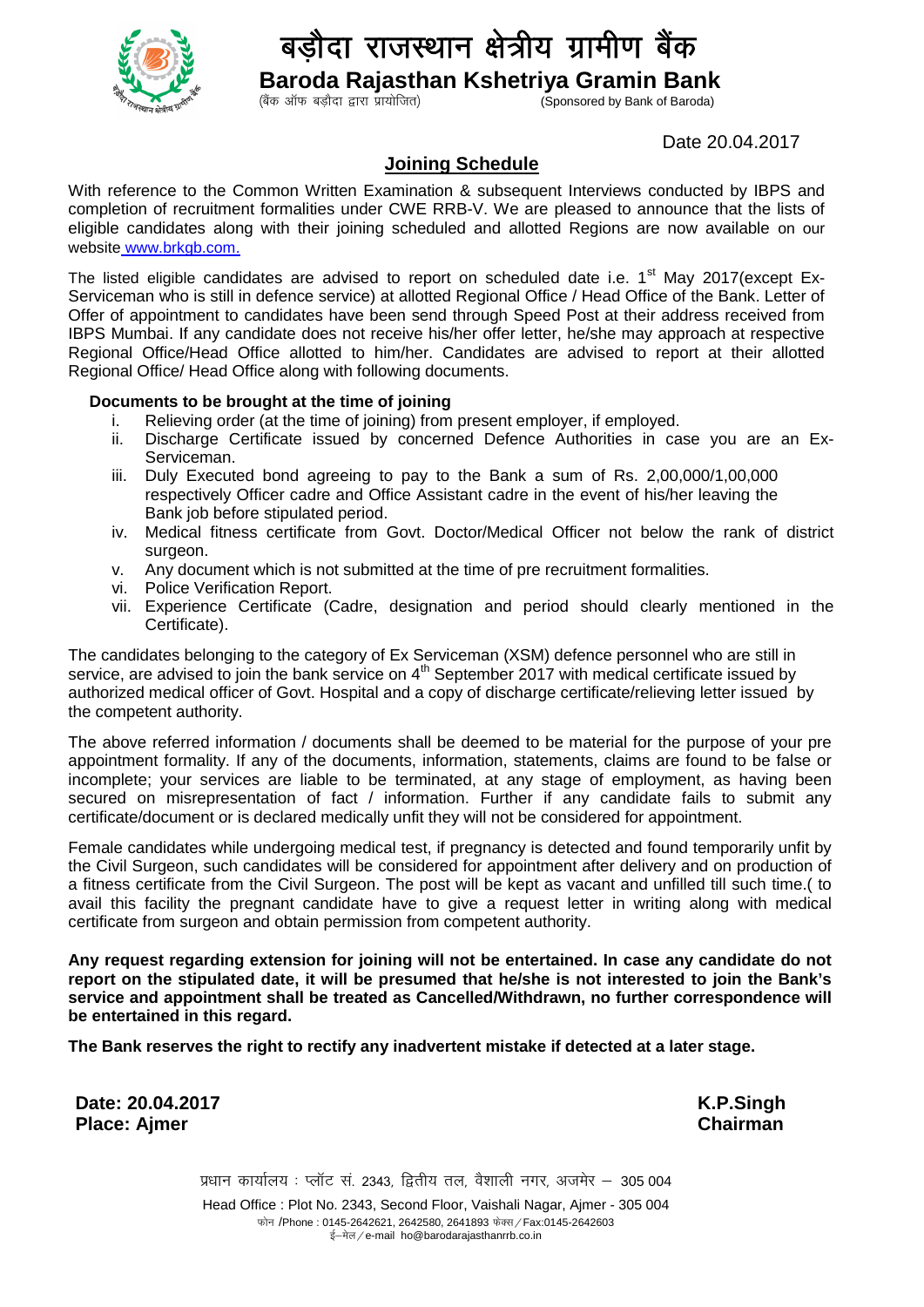# बड़ौदा राजस्थान क्षेत्रीय ग्रामीण बैंक

**Baroda Rajasthan Kshetriya Gramin Bank**

(बैंक ऑफ बड़ौदा द्वारा प्रायोजित) (Sponsored by Bank of Baroda)

Date 20.04.2017

## Joining Schedule

With reference to the Common Written Examination & subsequent Interviews conducted by IBPS and completion of recruitment formalities under CWE RRB-V. We are pleased to announce that the lists of eligible candidates along with their joining scheduled and allotted Regions are now available on our website www.brkgb.com.

The listed eligible candidates are advised to report on scheduled date i.e. 1st May 2017(except Ex-Serviceman who is still in defence service) at allotted Regional Office / Head Office of the Bank. Letter of Offer of appointment to candidates have been send through Speed Post at their address received from IBPS Mumbai. If any candidate does not receive his/her offer letter, he/she may approach at respective Regional Office/Head Office allotted to him/her. Candidates are advised to report at their allotted Regional Office/ Head Office along with following documents.

**Documents to be brought at the time of joining**

i. Relieving order (at the time of joining) from present employer, if employed.
ii. Discharge Certificate issued by concerned Defence Authorities in case you are an Ex-Serviceman.
iii. Duly Executed bond agreeing to pay to the Bank a sum of Rs. 2,00,000/1,00,000 respectively Officer cadre and Office Assistant cadre in the event of his/her leaving the Bank job before stipulated period.
iv. Medical fitness certificate from Govt. Doctor/Medical Officer not below the rank of district surgeon.
v. Any document which is not submitted at the time of pre recruitment formalities.
vi. Police Verification Report.
vii. Experience Certificate (Cadre, designation and period should clearly mentioned in the Certificate).

The candidates belonging to the category of Ex Serviceman (XSM) defence personnel who are still in service, are advised to join the bank service on 4th September 2017 with medical certificate issued by authorized medical officer of Govt. Hospital and a copy of discharge certificate/relieving letter issued by the competent authority.

The above referred information / documents shall be deemed to be material for the purpose of your pre appointment formality. If any of the documents, information, statements, claims are found to be false or incomplete; your services are liable to be terminated, at any stage of employment, as having been secured on misrepresentation of fact / information. Further if any candidate fails to submit any certificate/document or is declared medically unfit they will not be considered for appointment.

Female candidates while undergoing medical test, if pregnancy is detected and found temporarily unfit by the Civil Surgeon, such candidates will be considered for appointment after delivery and on production of a fitness certificate from the Civil Surgeon. The post will be kept as vacant and unfilled till such time.( to avail this facility the pregnant candidate have to give a request letter in writing along with medical certificate from surgeon and obtain permission from competent authority.

**Any request regarding extension for joining will not be entertained. In case any candidate do not report on the stipulated date, it will be presumed that he/she is not interested to join the Bank's service and appointment shall be treated as Cancelled/Withdrawn, no further correspondence will be entertained in this regard.**

**The Bank reserves the right to rectify any inadvertent mistake if detected at a later stage.**

**Date: 20.04.2017**
**Place: Ajmer**

**K.P.Singh**
**Chairman**

प्रधान कार्यालय : प्लॉट सं. 2343, द्वितीय तल, वैशाली नगर, अजमेर – 305 004

Head Office : Plot No. 2343, Second Floor, Vaishali Nagar, Ajmer - 305 004

फोन /Phone : 0145-2642621, 2642580, 2641893 फेक्स / Fax:0145-2642603

ई–मेल / e-mail ho@barodarajasthanrrb.co.in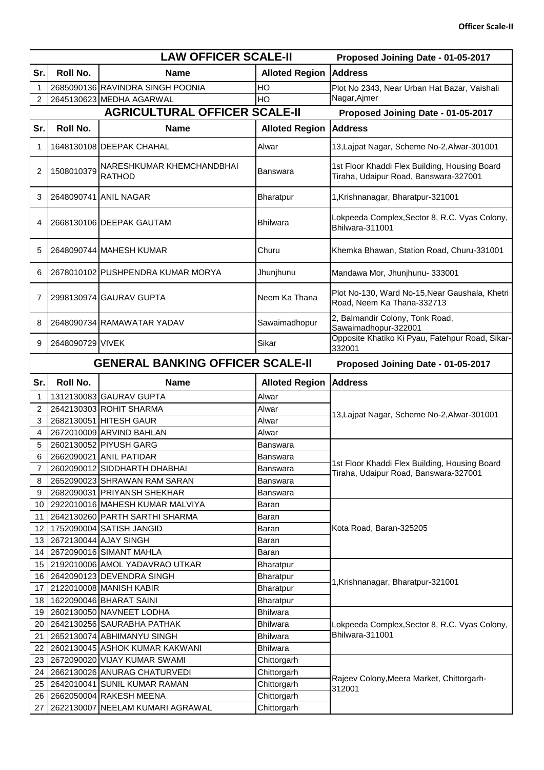## LAW OFFICER SCALE-II

Proposed Joining Date - 01-05-2017

| Sr. | Roll No. | Name | Alloted Region | Address |
|---|---|---|---|---|
| 1 | 2685090136 | RAVINDRA SINGH POONIA | HO | Plot No 2343, Near Urban Hat Bazar, Vaishali Nagar,Ajmer |
| 2 | 2645130623 | MEDHA AGARWAL | HO | |

## AGRICULTURAL OFFICER SCALE-II

Proposed Joining Date - 01-05-2017

| Sr. | Roll No. | Name | Alloted Region | Address |
|---|---|---|---|---|
| 1 | 1648130108 | DEEPAK CHAHAL | Alwar | 13,Lajpat Nagar, Scheme No-2,Alwar-301001 |
| 2 | 1508010379 | NARESHKUMAR KHEMCHANDBHAI RATHOD | Banswara | 1st Floor Khaddi Flex Building, Housing Board Tiraha, Udaipur Road, Banswara-327001 |
| 3 | 2648090741 | ANIL NAGAR | Bharatpur | 1,Krishnanagar, Bharatpur-321001 |
| 4 | 2668130106 | DEEPAK GAUTAM | Bhilwara | Lokpeeda Complex,Sector 8, R.C. Vyas Colony, Bhilwara-311001 |
| 5 | 2648090744 | MAHESH KUMAR | Churu | Khemka Bhawan, Station Road, Churu-331001 |
| 6 | 2678010102 | PUSHPENDRA KUMAR MORYA | Jhunjhunu | Mandawa Mor, Jhunjhunu- 333001 |
| 7 | 2998130974 | GAURAV GUPTA | Neem Ka Thana | Plot No-130, Ward No-15,Near Gaushala, Khetri Road, Neem Ka Thana-332713 |
| 8 | 2648090734 | RAMAWATAR YADAV | Sawaimadhopur | 2, Balmandir Colony, Tonk Road, Sawaimadhopur-322001 |
| 9 | 2648090729 | VIVEK | Sikar | Opposite Khatiko Ki Pyau, Fatehpur Road, Sikar-332001 |

## GENERAL BANKING OFFICER SCALE-II

Proposed Joining Date - 01-05-2017

| Sr. | Roll No. | Name | Alloted Region | Address |
|---|---|---|---|---|
| 1 | 1312130083 | GAURAV GUPTA | Alwar | 13,Lajpat Nagar, Scheme No-2,Alwar-301001 |
| 2 | 2642130303 | ROHIT SHARMA | Alwar | |
| 3 | 2682130051 | HITESH GAUR | Alwar | |
| 4 | 2672010009 | ARVIND BAHLAN | Alwar | |
| 5 | 2602130052 | PIYUSH GARG | Banswara | 1st Floor Khaddi Flex Building, Housing Board Tiraha, Udaipur Road, Banswara-327001 |
| 6 | 2662090021 | ANIL PATIDAR | Banswara | |
| 7 | 2602090012 | SIDDHARTH DHABHAI | Banswara | |
| 8 | 2652090023 | SHRAWAN RAM SARAN | Banswara | |
| 9 | 2682090031 | PRIYANSH SHEKHAR | Banswara | |
| 10 | 2922010016 | MAHESH KUMAR MALVIYA | Baran | Kota Road, Baran-325205 |
| 11 | 2642130260 | PARTH SARTHI SHARMA | Baran | |
| 12 | 1752090004 | SATISH JANGID | Baran | |
| 13 | 2672130044 | AJAY SINGH | Baran | |
| 14 | 2672090016 | SIMANT MAHLA | Baran | |
| 15 | 2192010006 | AMOL YADAVRAO UTKAR | Bharatpur | 1,Krishnanagar, Bharatpur-321001 |
| 16 | 2642090123 | DEVENDRA SINGH | Bharatpur | |
| 17 | 2122010008 | MANISH KABIR | Bharatpur | |
| 18 | 1622090046 | BHARAT SAINI | Bharatpur | |
| 19 | 2602130050 | NAVNEET LODHA | Bhilwara | Lokpeeda Complex,Sector 8, R.C. Vyas Colony, Bhilwara-311001 |
| 20 | 2642130256 | SAURABHA PATHAK | Bhilwara | |
| 21 | 2652130074 | ABHIMANYU SINGH | Bhilwara | |
| 22 | 2602130045 | ASHOK KUMAR KAKWANI | Bhilwara | |
| 23 | 2672090020 | VIJAY KUMAR SWAMI | Chittorgarh | Rajeev Colony,Meera Market, Chittorgarh-312001 |
| 24 | 2662130026 | ANURAG CHATURVEDI | Chittorgarh | |
| 25 | 2642010041 | SUNIL KUMAR RAMAN | Chittorgarh | |
| 26 | 2662050004 | RAKESH MEENA | Chittorgarh | |
| 27 | 2622130007 | NEELAM KUMARI AGRAWAL | Chittorgarh | |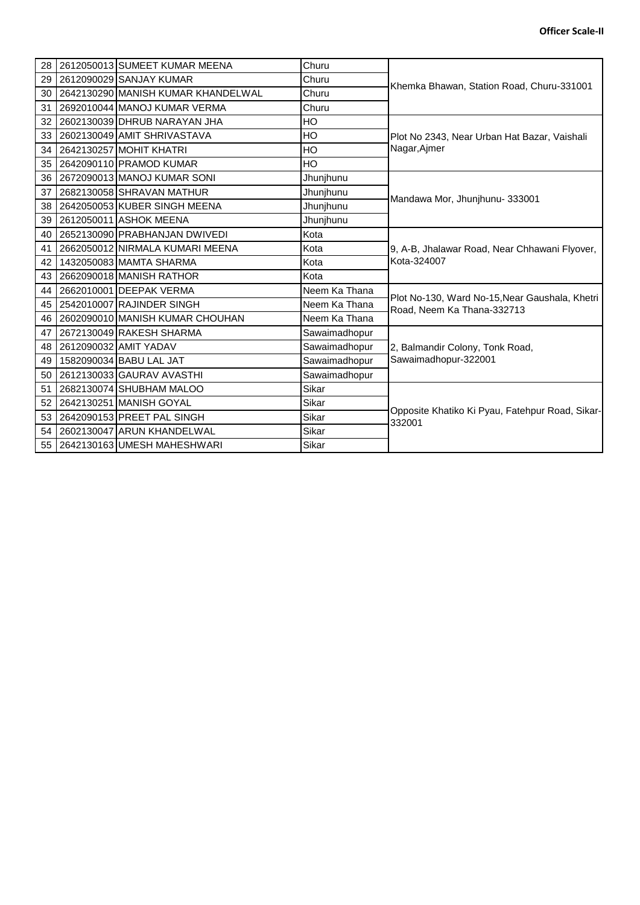**Officer Scale-II**

| | | | | |
|---|---|---|---|---|
| 28 | 2612050013 | SUMEET KUMAR MEENA | Churu | Khemka Bhawan, Station Road, Churu-331001 |
| 29 | 2612090029 | SANJAY KUMAR | Churu | |
| 30 | 2642130290 | MANISH KUMAR KHANDELWAL | Churu | |
| 31 | 2692010044 | MANOJ KUMAR VERMA | Churu | |
| 32 | 2602130039 | DHRUB NARAYAN JHA | HO | Plot No 2343, Near Urban Hat Bazar, Vaishali Nagar,Ajmer |
| 33 | 2602130049 | AMIT SHRIVASTAVA | HO | |
| 34 | 2642130257 | MOHIT KHATRI | HO | |
| 35 | 2642090110 | PRAMOD KUMAR | HO | |
| 36 | 2672090013 | MANOJ KUMAR SONI | Jhunjhunu | Mandawa Mor, Jhunjhunu- 333001 |
| 37 | 2682130058 | SHRAVAN MATHUR | Jhunjhunu | |
| 38 | 2642050053 | KUBER SINGH MEENA | Jhunjhunu | |
| 39 | 2612050011 | ASHOK MEENA | Jhunjhunu | |
| 40 | 2652130090 | PRABHANJAN DWIVEDI | Kota | 9, A-B, Jhalawar Road, Near Chhawani Flyover, Kota-324007 |
| 41 | 2662050012 | NIRMALA KUMARI MEENA | Kota | |
| 42 | 1432050083 | MAMTA SHARMA | Kota | |
| 43 | 2662090018 | MANISH RATHOR | Kota | |
| 44 | 2662010001 | DEEPAK VERMA | Neem Ka Thana | Plot No-130, Ward No-15,Near Gaushala, Khetri Road, Neem Ka Thana-332713 |
| 45 | 2542010007 | RAJINDER SINGH | Neem Ka Thana | |
| 46 | 2602090010 | MANISH KUMAR CHOUHAN | Neem Ka Thana | |
| 47 | 2672130049 | RAKESH SHARMA | Sawaimadhopur | 2, Balmandir Colony, Tonk Road, Sawaimadhopur-322001 |
| 48 | 2612090032 | AMIT YADAV | Sawaimadhopur | |
| 49 | 1582090034 | BABU LAL JAT | Sawaimadhopur | |
| 50 | 2612130033 | GAURAV AVASTHI | Sawaimadhopur | |
| 51 | 2682130074 | SHUBHAM MALOO | Sikar | Opposite Khatiko Ki Pyau, Fatehpur Road, Sikar-332001 |
| 52 | 2642130251 | MANISH GOYAL | Sikar | |
| 53 | 2642090153 | PREET PAL SINGH | Sikar | |
| 54 | 2602130047 | ARUN KHANDELWAL | Sikar | |
| 55 | 2642130163 | UMESH MAHESHWARI | Sikar | |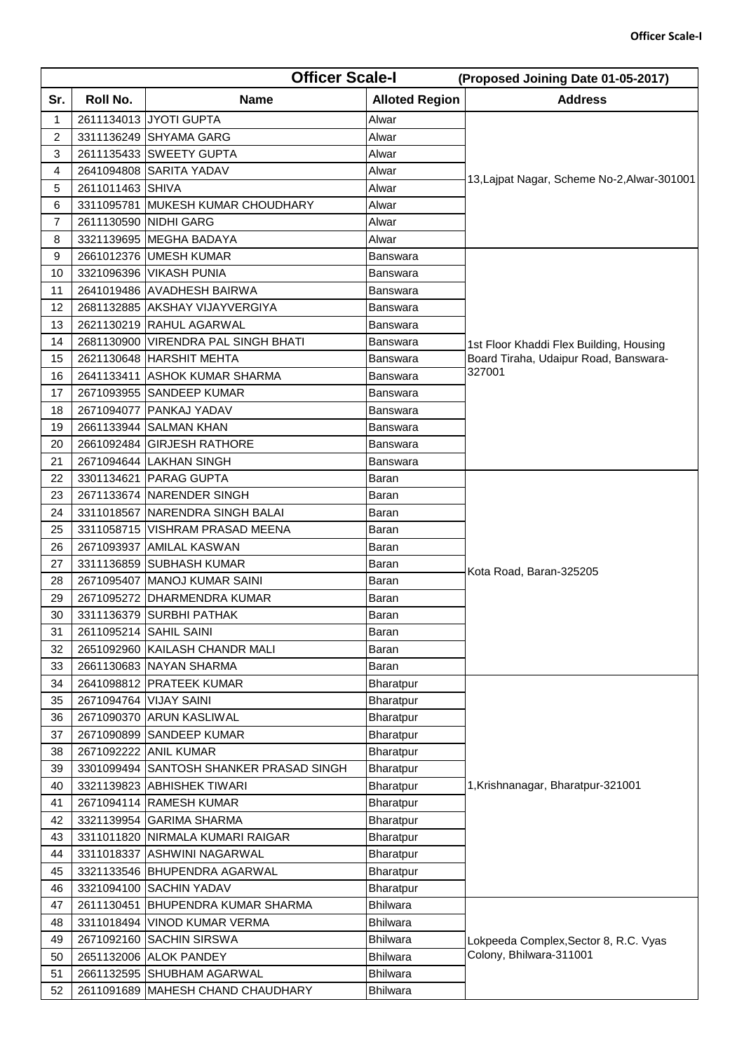| Officer Scale-I | | | (Proposed Joining Date 01-05-2017) | |
|---|---|---|---|---|
| Sr. | Roll No. | Name | Alloted Region | Address |
| 1 | 2611134013 | JYOTI GUPTA | Alwar | 13,Lajpat Nagar, Scheme No-2,Alwar-301001 |
| 2 | 3311136249 | SHYAMA GARG | Alwar | |
| 3 | 2611135433 | SWEETY GUPTA | Alwar | |
| 4 | 2641094808 | SARITA YADAV | Alwar | |
| 5 | 2611011463 | SHIVA | Alwar | |
| 6 | 3311095781 | MUKESH KUMAR CHOUDHARY | Alwar | |
| 7 | 2611130590 | NIDHI GARG | Alwar | |
| 8 | 3321139695 | MEGHA BADAYA | Alwar | |
| 9 | 2661012376 | UMESH KUMAR | Banswara | 1st Floor Khaddi Flex Building, Housing Board Tiraha, Udaipur Road, Banswara-327001 |
| 10 | 3321096396 | VIKASH PUNIA | Banswara | |
| 11 | 2641019486 | AVADHESH BAIRWA | Banswara | |
| 12 | 2681132885 | AKSHAY VIJAYVERGIYA | Banswara | |
| 13 | 2621130219 | RAHUL AGARWAL | Banswara | |
| 14 | 2681130900 | VIRENDRA PAL SINGH BHATI | Banswara | |
| 15 | 2621130648 | HARSHIT MEHTA | Banswara | |
| 16 | 2641133411 | ASHOK KUMAR SHARMA | Banswara | |
| 17 | 2671093955 | SANDEEP KUMAR | Banswara | |
| 18 | 2671094077 | PANKAJ YADAV | Banswara | |
| 19 | 2661133944 | SALMAN KHAN | Banswara | |
| 20 | 2661092484 | GIRJESH RATHORE | Banswara | |
| 21 | 2671094644 | LAKHAN SINGH | Banswara | |
| 22 | 3301134621 | PARAG GUPTA | Baran | Kota Road, Baran-325205 |
| 23 | 2671133674 | NARENDER SINGH | Baran | |
| 24 | 3311018567 | NARENDRA SINGH BALAI | Baran | |
| 25 | 3311058715 | VISHRAM PRASAD MEENA | Baran | |
| 26 | 2671093937 | AMILAL KASWAN | Baran | |
| 27 | 3311136859 | SUBHASH KUMAR | Baran | |
| 28 | 2671095407 | MANOJ KUMAR SAINI | Baran | |
| 29 | 2671095272 | DHARMENDRA KUMAR | Baran | |
| 30 | 3311136379 | SURBHI PATHAK | Baran | |
| 31 | 2611095214 | SAHIL SAINI | Baran | |
| 32 | 2651092960 | KAILASH CHANDR MALI | Baran | |
| 33 | 2661130683 | NAYAN SHARMA | Baran | |
| 34 | 2641098812 | PRATEEK KUMAR | Bharatpur | 1,Krishnanagar, Bharatpur-321001 |
| 35 | 2671094764 | VIJAY SAINI | Bharatpur | |
| 36 | 2671090370 | ARUN KASLIWAL | Bharatpur | |
| 37 | 2671090899 | SANDEEP KUMAR | Bharatpur | |
| 38 | 2671092222 | ANIL KUMAR | Bharatpur | |
| 39 | 3301099494 | SANTOSH SHANKER PRASAD SINGH | Bharatpur | |
| 40 | 3321139823 | ABHISHEK TIWARI | Bharatpur | |
| 41 | 2671094114 | RAMESH KUMAR | Bharatpur | |
| 42 | 3321139954 | GARIMA SHARMA | Bharatpur | |
| 43 | 3311011820 | NIRMALA KUMARI RAIGAR | Bharatpur | |
| 44 | 3311018337 | ASHWINI NAGARWAL | Bharatpur | |
| 45 | 3321133546 | BHUPENDRA AGARWAL | Bharatpur | |
| 46 | 3321094100 | SACHIN YADAV | Bharatpur | |
| 47 | 2611130451 | BHUPENDRA KUMAR SHARMA | Bhilwara | Lokpeeda Complex,Sector 8, R.C. Vyas Colony, Bhilwara-311001 |
| 48 | 3311018494 | VINOD KUMAR VERMA | Bhilwara | |
| 49 | 2671092160 | SACHIN SIRSWA | Bhilwara | |
| 50 | 2651132006 | ALOK PANDEY | Bhilwara | |
| 51 | 2661132595 | SHUBHAM AGARWAL | Bhilwara | |
| 52 | 2611091689 | MAHESH CHAND CHAUDHARY | Bhilwara | |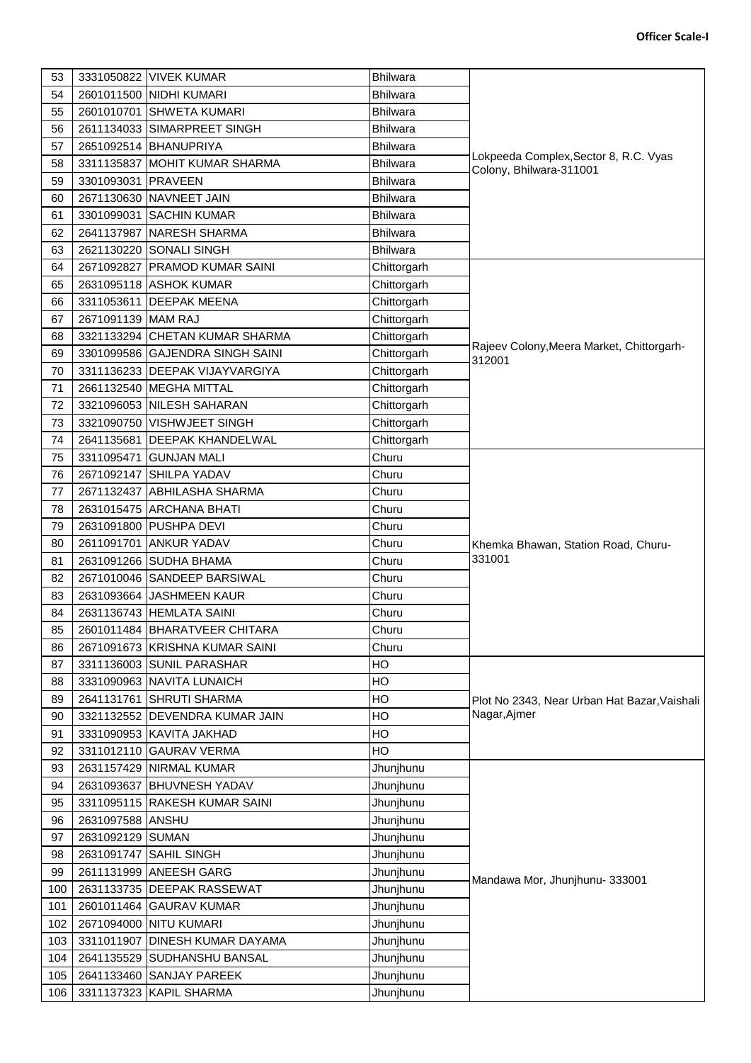**Officer Scale-I**

| | | | | |
|---|---|---|---|---|
| 53 | 3331050822 | VIVEK KUMAR | Bhilwara | Lokpeeda Complex,Sector 8, R.C. Vyas Colony, Bhilwara-311001 |
| 54 | 2601011500 | NIDHI KUMARI | Bhilwara | |
| 55 | 2601010701 | SHWETA KUMARI | Bhilwara | |
| 56 | 2611134033 | SIMARPREET SINGH | Bhilwara | |
| 57 | 2651092514 | BHANUPRIYA | Bhilwara | |
| 58 | 3311135837 | MOHIT KUMAR SHARMA | Bhilwara | |
| 59 | 3301093031 | PRAVEEN | Bhilwara | |
| 60 | 2671130630 | NAVNEET JAIN | Bhilwara | |
| 61 | 3301099031 | SACHIN KUMAR | Bhilwara | |
| 62 | 2641137987 | NARESH SHARMA | Bhilwara | |
| 63 | 2621130220 | SONALI SINGH | Bhilwara | |
| 64 | 2671092827 | PRAMOD KUMAR SAINI | Chittorgarh | Rajeev Colony,Meera Market, Chittorgarh-312001 |
| 65 | 2631095118 | ASHOK KUMAR | Chittorgarh | |
| 66 | 3311053611 | DEEPAK MEENA | Chittorgarh | |
| 67 | 2671091139 | MAM RAJ | Chittorgarh | |
| 68 | 3321133294 | CHETAN KUMAR SHARMA | Chittorgarh | |
| 69 | 3301099586 | GAJENDRA SINGH SAINI | Chittorgarh | |
| 70 | 3311136233 | DEEPAK VIJAYVARGIYA | Chittorgarh | |
| 71 | 2661132540 | MEGHA MITTAL | Chittorgarh | |
| 72 | 3321096053 | NILESH SAHARAN | Chittorgarh | |
| 73 | 3321090750 | VISHWJEET SINGH | Chittorgarh | |
| 74 | 2641135681 | DEEPAK KHANDELWAL | Chittorgarh | |
| 75 | 3311095471 | GUNJAN MALI | Churu | Khemka Bhawan, Station Road, Churu-331001 |
| 76 | 2671092147 | SHILPA YADAV | Churu | |
| 77 | 2671132437 | ABHILASHA SHARMA | Churu | |
| 78 | 2631015475 | ARCHANA BHATI | Churu | |
| 79 | 2631091800 | PUSHPA DEVI | Churu | |
| 80 | 2611091701 | ANKUR YADAV | Churu | |
| 81 | 2631091266 | SUDHA BHAMA | Churu | |
| 82 | 2671010046 | SANDEEP BARSIWAL | Churu | |
| 83 | 2631093664 | JASHMEEN KAUR | Churu | |
| 84 | 2631136743 | HEMLATA SAINI | Churu | |
| 85 | 2601011484 | BHARATVEER CHITARA | Churu | |
| 86 | 2671091673 | KRISHNA KUMAR SAINI | Churu | |
| 87 | 3311136003 | SUNIL PARASHAR | HO | Plot No 2343, Near Urban Hat Bazar,Vaishali Nagar,Ajmer |
| 88 | 3331090963 | NAVITA LUNAICH | HO | |
| 89 | 2641131761 | SHRUTI SHARMA | HO | |
| 90 | 3321132552 | DEVENDRA KUMAR JAIN | HO | |
| 91 | 3331090953 | KAVITA JAKHAD | HO | |
| 92 | 3311012110 | GAURAV VERMA | HO | |
| 93 | 2631157429 | NIRMAL KUMAR | Jhunjhunu | Mandawa Mor, Jhunjhunu- 333001 |
| 94 | 2631093637 | BHUVNESH YADAV | Jhunjhunu | |
| 95 | 3311095115 | RAKESH KUMAR SAINI | Jhunjhunu | |
| 96 | 2631097588 | ANSHU | Jhunjhunu | |
| 97 | 2631092129 | SUMAN | Jhunjhunu | |
| 98 | 2631091747 | SAHIL SINGH | Jhunjhunu | |
| 99 | 2611131999 | ANEESH GARG | Jhunjhunu | |
| 100 | 2631133735 | DEEPAK RASSEWAT | Jhunjhunu | |
| 101 | 2601011464 | GAURAV KUMAR | Jhunjhunu | |
| 102 | 2671094000 | NITU KUMARI | Jhunjhunu | |
| 103 | 3311011907 | DINESH KUMAR DAYAMA | Jhunjhunu | |
| 104 | 2641135529 | SUDHANSHU BANSAL | Jhunjhunu | |
| 105 | 2641133460 | SANJAY PAREEK | Jhunjhunu | |
| 106 | 3311137323 | KAPIL SHARMA | Jhunjhunu | |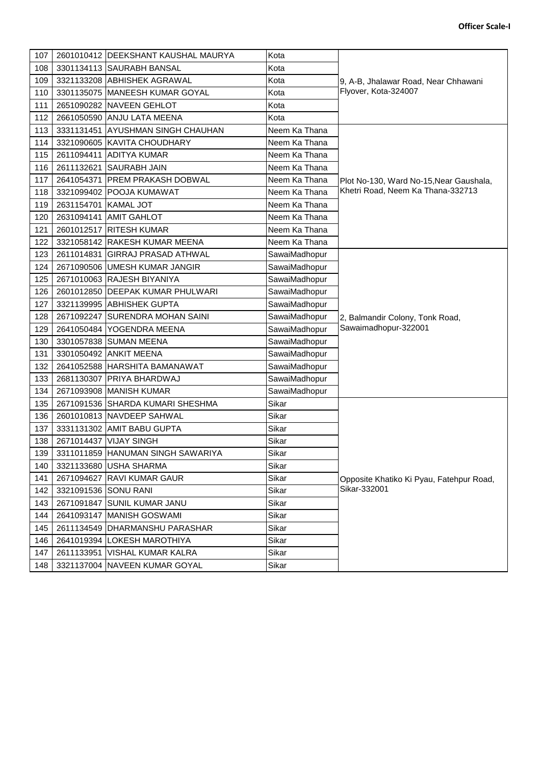**Officer Scale-I**

| | | | | |
|---|---|---|---|---|
| 107 | 2601010412 | DEEKSHANT KAUSHAL MAURYA | Kota | 9, A-B, Jhalawar Road, Near Chhawani Flyover, Kota-324007 |
| 108 | 3301134113 | SAURABH BANSAL | Kota | |
| 109 | 3321133208 | ABHISHEK AGRAWAL | Kota | |
| 110 | 3301135075 | MANEESH KUMAR GOYAL | Kota | |
| 111 | 2651090282 | NAVEEN GEHLOT | Kota | |
| 112 | 2661050590 | ANJU LATA MEENA | Kota | |
| 113 | 3331131451 | AYUSHMAN SINGH CHAUHAN | Neem Ka Thana | Plot No-130, Ward No-15,Near Gaushala, Khetri Road, Neem Ka Thana-332713 |
| 114 | 3321090605 | KAVITA CHOUDHARY | Neem Ka Thana | |
| 115 | 2611094411 | ADITYA KUMAR | Neem Ka Thana | |
| 116 | 2611132621 | SAURABH JAIN | Neem Ka Thana | |
| 117 | 2641054371 | PREM PRAKASH DOBWAL | Neem Ka Thana | |
| 118 | 3321099402 | POOJA KUMAWAT | Neem Ka Thana | |
| 119 | 2631154701 | KAMAL JOT | Neem Ka Thana | |
| 120 | 2631094141 | AMIT GAHLOT | Neem Ka Thana | |
| 121 | 2601012517 | RITESH KUMAR | Neem Ka Thana | |
| 122 | 3321058142 | RAKESH KUMAR MEENA | Neem Ka Thana | |
| 123 | 2611014831 | GIRRAJ PRASAD ATHWAL | SawaiMadhopur | 2, Balmandir Colony, Tonk Road, Sawaimadhopur-322001 |
| 124 | 2671090506 | UMESH KUMAR JANGIR | SawaiMadhopur | |
| 125 | 2671010063 | RAJESH BIYANIYA | SawaiMadhopur | |
| 126 | 2601012850 | DEEPAK KUMAR PHULWARI | SawaiMadhopur | |
| 127 | 3321139995 | ABHISHEK GUPTA | SawaiMadhopur | |
| 128 | 2671092247 | SURENDRA MOHAN SAINI | SawaiMadhopur | |
| 129 | 2641050484 | YOGENDRA MEENA | SawaiMadhopur | |
| 130 | 3301057838 | SUMAN MEENA | SawaiMadhopur | |
| 131 | 3301050492 | ANKIT MEENA | SawaiMadhopur | |
| 132 | 2641052588 | HARSHITA BAMANAWAT | SawaiMadhopur | |
| 133 | 2681130307 | PRIYA BHARDWAJ | SawaiMadhopur | |
| 134 | 2671093908 | MANISH KUMAR | SawaiMadhopur | |
| 135 | 2671091536 | SHARDA KUMARI SHESHMA | Sikar | Opposite Khatiko Ki Pyau, Fatehpur Road, Sikar-332001 |
| 136 | 2601010813 | NAVDEEP SAHWAL | Sikar | |
| 137 | 3331131302 | AMIT BABU GUPTA | Sikar | |
| 138 | 2671014437 | VIJAY SINGH | Sikar | |
| 139 | 3311011859 | HANUMAN SINGH SAWARIYA | Sikar | |
| 140 | 3321133680 | USHA SHARMA | Sikar | |
| 141 | 2671094627 | RAVI KUMAR GAUR | Sikar | |
| 142 | 3321091536 | SONU RANI | Sikar | |
| 143 | 2671091847 | SUNIL KUMAR JANU | Sikar | |
| 144 | 2641093147 | MANISH GOSWAMI | Sikar | |
| 145 | 2611134549 | DHARMANSHU PARASHAR | Sikar | |
| 146 | 2641019394 | LOKESH MAROTHIYA | Sikar | |
| 147 | 2611133951 | VISHAL KUMAR KALRA | Sikar | |
| 148 | 3321137004 | NAVEEN KUMAR GOYAL | Sikar | |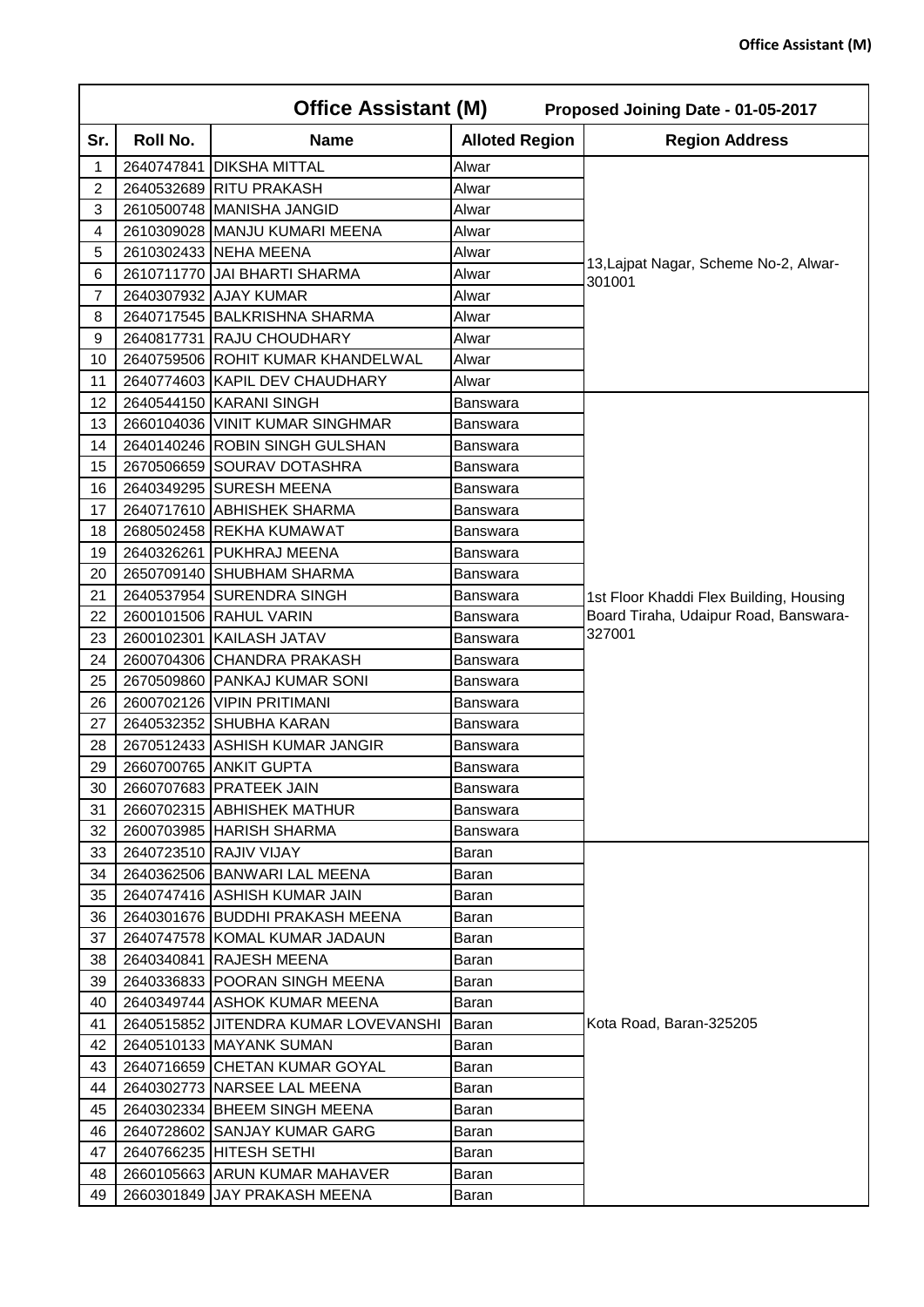| Office Assistant (M) | | | Proposed Joining Date - 01-05-2017 | |
|---|---|---|---|---|
| Sr. | Roll No. | Name | Alloted Region | Region Address |
| 1 | 2640747841 | DIKSHA MITTAL | Alwar | 13,Lajpat Nagar, Scheme No-2, Alwar-301001 |
| 2 | 2640532689 | RITU PRAKASH | Alwar | |
| 3 | 2610500748 | MANISHA JANGID | Alwar | |
| 4 | 2610309028 | MANJU KUMARI MEENA | Alwar | |
| 5 | 2610302433 | NEHA MEENA | Alwar | |
| 6 | 2610711770 | JAI BHARTI SHARMA | Alwar | |
| 7 | 2640307932 | AJAY KUMAR | Alwar | |
| 8 | 2640717545 | BALKRISHNA SHARMA | Alwar | |
| 9 | 2640817731 | RAJU CHOUDHARY | Alwar | |
| 10 | 2640759506 | ROHIT KUMAR KHANDELWAL | Alwar | |
| 11 | 2640774603 | KAPIL DEV CHAUDHARY | Alwar | |
| 12 | 2640544150 | KARANI SINGH | Banswara | 1st Floor Khaddi Flex Building, Housing Board Tiraha, Udaipur Road, Banswara-327001 |
| 13 | 2660104036 | VINIT KUMAR SINGHMAR | Banswara | |
| 14 | 2640140246 | ROBIN SINGH GULSHAN | Banswara | |
| 15 | 2670506659 | SOURAV DOTASHRA | Banswara | |
| 16 | 2640349295 | SURESH MEENA | Banswara | |
| 17 | 2640717610 | ABHISHEK SHARMA | Banswara | |
| 18 | 2680502458 | REKHA KUMAWAT | Banswara | |
| 19 | 2640326261 | PUKHRAJ MEENA | Banswara | |
| 20 | 2650709140 | SHUBHAM SHARMA | Banswara | |
| 21 | 2640537954 | SURENDRA SINGH | Banswara | |
| 22 | 2600101506 | RAHUL VARIN | Banswara | |
| 23 | 2600102301 | KAILASH JATAV | Banswara | |
| 24 | 2600704306 | CHANDRA PRAKASH | Banswara | |
| 25 | 2670509860 | PANKAJ KUMAR SONI | Banswara | |
| 26 | 2600702126 | VIPIN PRITIMANI | Banswara | |
| 27 | 2640532352 | SHUBHA KARAN | Banswara | |
| 28 | 2670512433 | ASHISH KUMAR JANGIR | Banswara | |
| 29 | 2660700765 | ANKIT GUPTA | Banswara | |
| 30 | 2660707683 | PRATEEK JAIN | Banswara | |
| 31 | 2660702315 | ABHISHEK MATHUR | Banswara | |
| 32 | 2600703985 | HARISH SHARMA | Banswara | |
| 33 | 2640723510 | RAJIV VIJAY | Baran | Kota Road, Baran-325205 |
| 34 | 2640362506 | BANWARI LAL MEENA | Baran | |
| 35 | 2640747416 | ASHISH KUMAR JAIN | Baran | |
| 36 | 2640301676 | BUDDHI PRAKASH MEENA | Baran | |
| 37 | 2640747578 | KOMAL KUMAR JADAUN | Baran | |
| 38 | 2640340841 | RAJESH MEENA | Baran | |
| 39 | 2640336833 | POORAN SINGH MEENA | Baran | |
| 40 | 2640349744 | ASHOK KUMAR MEENA | Baran | |
| 41 | 2640515852 | JITENDRA KUMAR LOVEVANSHI | Baran | |
| 42 | 2640510133 | MAYANK SUMAN | Baran | |
| 43 | 2640716659 | CHETAN KUMAR GOYAL | Baran | |
| 44 | 2640302773 | NARSEE LAL MEENA | Baran | |
| 45 | 2640302334 | BHEEM SINGH MEENA | Baran | |
| 46 | 2640728602 | SANJAY KUMAR GARG | Baran | |
| 47 | 2640766235 | HITESH SETHI | Baran | |
| 48 | 2660105663 | ARUN KUMAR MAHAVER | Baran | |
| 49 | 2660301849 | JAY PRAKASH MEENA | Baran | |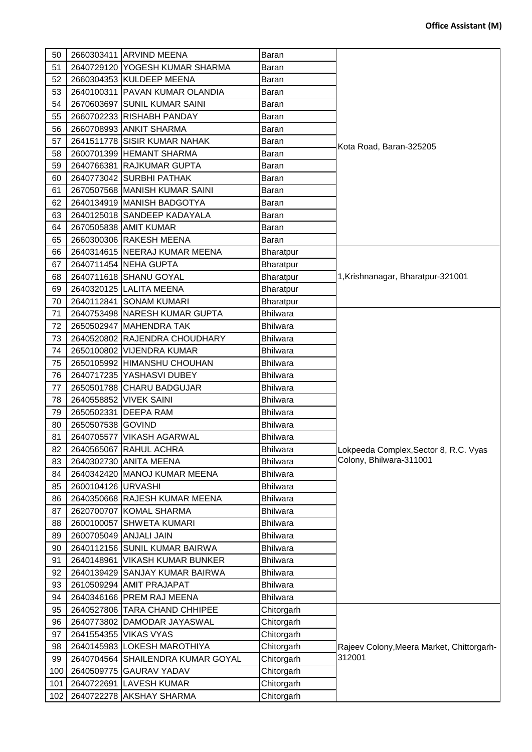**Office Assistant (M)**

| | | | | |
|---|---|---|---|---|
| 50 | 2660303411 | ARVIND MEENA | Baran | Kota Road, Baran-325205 |
| 51 | 2640729120 | YOGESH KUMAR SHARMA | Baran | |
| 52 | 2660304353 | KULDEEP MEENA | Baran | |
| 53 | 2640100311 | PAVAN KUMAR OLANDIA | Baran | |
| 54 | 2670603697 | SUNIL KUMAR SAINI | Baran | |
| 55 | 2660702233 | RISHABH PANDAY | Baran | |
| 56 | 2660708993 | ANKIT SHARMA | Baran | |
| 57 | 2641511778 | SISIR KUMAR NAHAK | Baran | |
| 58 | 2600701399 | HEMANT SHARMA | Baran | |
| 59 | 2640766381 | RAJKUMAR GUPTA | Baran | |
| 60 | 2640773042 | SURBHI PATHAK | Baran | |
| 61 | 2670507568 | MANISH KUMAR SAINI | Baran | |
| 62 | 2640134919 | MANISH BADGOTYA | Baran | |
| 63 | 2640125018 | SANDEEP KADAYALA | Baran | |
| 64 | 2670505838 | AMIT KUMAR | Baran | |
| 65 | 2660300306 | RAKESH MEENA | Baran | |
| 66 | 2640314615 | NEERAJ KUMAR MEENA | Bharatpur | 1,Krishnanagar, Bharatpur-321001 |
| 67 | 2640711454 | NEHA GUPTA | Bharatpur | |
| 68 | 2640711618 | SHANU GOYAL | Bharatpur | |
| 69 | 2640320125 | LALITA MEENA | Bharatpur | |
| 70 | 2640112841 | SONAM KUMARI | Bharatpur | |
| 71 | 2640753498 | NARESH KUMAR GUPTA | Bhilwara | Lokpeeda Complex,Sector 8, R.C. Vyas Colony, Bhilwara-311001 |
| 72 | 2650502947 | MAHENDRA TAK | Bhilwara | |
| 73 | 2640520802 | RAJENDRA CHOUDHARY | Bhilwara | |
| 74 | 2650100802 | VIJENDRA KUMAR | Bhilwara | |
| 75 | 2650105992 | HIMANSHU CHOUHAN | Bhilwara | |
| 76 | 2640717235 | YASHASVI DUBEY | Bhilwara | |
| 77 | 2650501788 | CHARU BADGUJAR | Bhilwara | |
| 78 | 2640558852 | VIVEK SAINI | Bhilwara | |
| 79 | 2650502331 | DEEPA RAM | Bhilwara | |
| 80 | 2650507538 | GOVIND | Bhilwara | |
| 81 | 2640705577 | VIKASH AGARWAL | Bhilwara | |
| 82 | 2640565067 | RAHUL ACHRA | Bhilwara | |
| 83 | 2640302730 | ANITA MEENA | Bhilwara | |
| 84 | 2640342420 | MANOJ KUMAR MEENA | Bhilwara | |
| 85 | 2600104126 | URVASHI | Bhilwara | |
| 86 | 2640350668 | RAJESH KUMAR MEENA | Bhilwara | |
| 87 | 2620700707 | KOMAL SHARMA | Bhilwara | |
| 88 | 2600100057 | SHWETA KUMARI | Bhilwara | |
| 89 | 2600705049 | ANJALI JAIN | Bhilwara | |
| 90 | 2640112156 | SUNIL KUMAR BAIRWA | Bhilwara | |
| 91 | 2640148961 | VIKASH KUMAR BUNKER | Bhilwara | |
| 92 | 2640139429 | SANJAY KUMAR BAIRWA | Bhilwara | |
| 93 | 2610509294 | AMIT PRAJAPAT | Bhilwara | |
| 94 | 2640346166 | PREM RAJ MEENA | Bhilwara | |
| 95 | 2640527806 | TARA CHAND CHHIPEE | Chitorgarh | Rajeev Colony,Meera Market, Chittorgarh-312001 |
| 96 | 2640773802 | DAMODAR JAYASWAL | Chitorgarh | |
| 97 | 2641554355 | VIKAS VYAS | Chitorgarh | |
| 98 | 2640145983 | LOKESH MAROTHIYA | Chitorgarh | |
| 99 | 2640704564 | SHAILENDRA KUMAR GOYAL | Chitorgarh | |
| 100 | 2640509775 | GAURAV YADAV | Chitorgarh | |
| 101 | 2640722691 | LAVESH KUMAR | Chitorgarh | |
| 102 | 2640722278 | AKSHAY SHARMA | Chitorgarh | |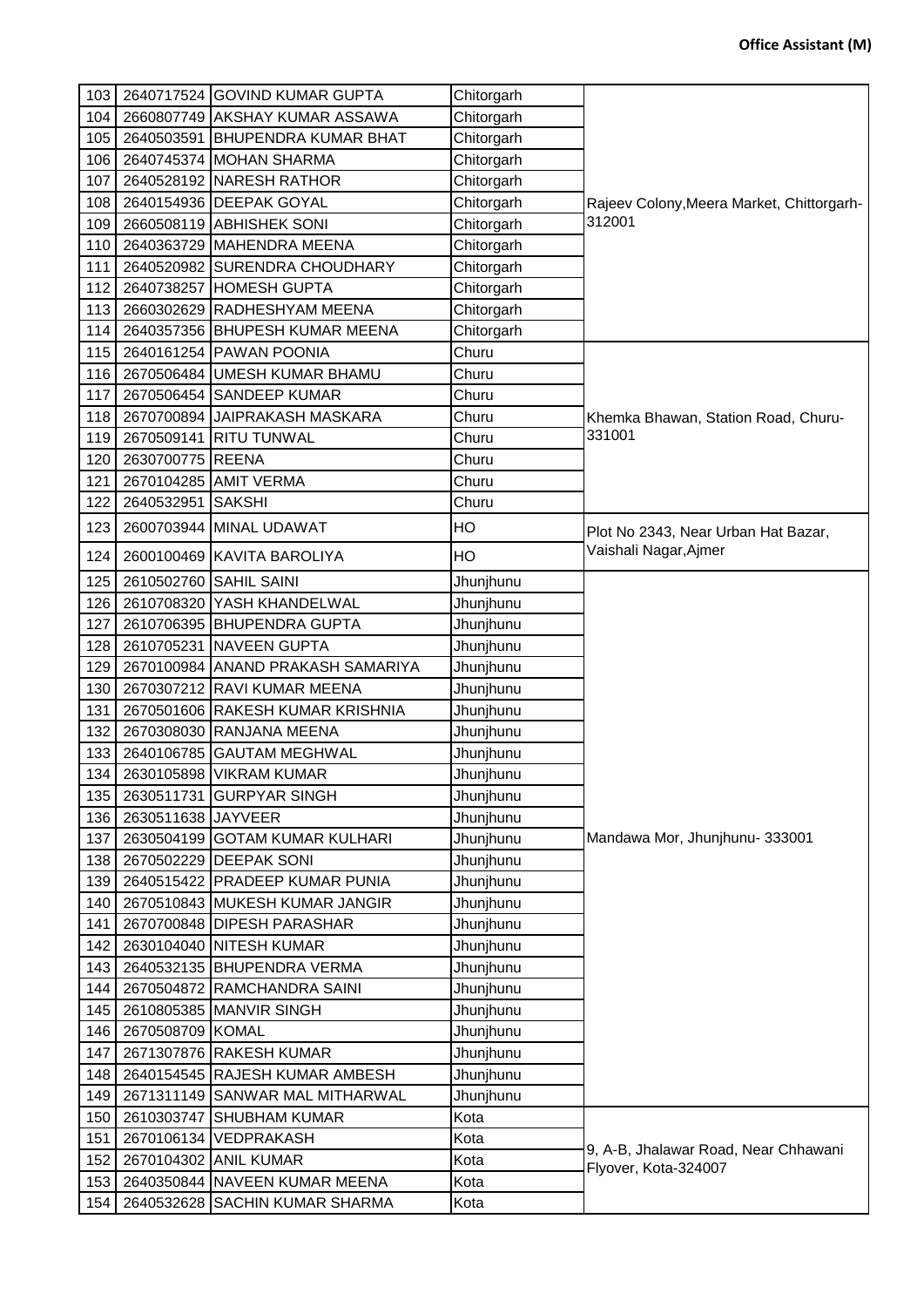**Office Assistant (M)**

| | | | | |
|---|---|---|---|---|
| 103 | 2640717524 | GOVIND KUMAR GUPTA | Chitorgarh | Rajeev Colony,Meera Market, Chittorgarh-312001 |
| 104 | 2660807749 | AKSHAY KUMAR ASSAWA | Chitorgarh | |
| 105 | 2640503591 | BHUPENDRA KUMAR BHAT | Chitorgarh | |
| 106 | 2640745374 | MOHAN SHARMA | Chitorgarh | |
| 107 | 2640528192 | NARESH RATHOR | Chitorgarh | |
| 108 | 2640154936 | DEEPAK GOYAL | Chitorgarh | |
| 109 | 2660508119 | ABHISHEK SONI | Chitorgarh | |
| 110 | 2640363729 | MAHENDRA MEENA | Chitorgarh | |
| 111 | 2640520982 | SURENDRA CHOUDHARY | Chitorgarh | |
| 112 | 2640738257 | HOMESH GUPTA | Chitorgarh | |
| 113 | 2660302629 | RADHESHYAM MEENA | Chitorgarh | |
| 114 | 2640357356 | BHUPESH KUMAR MEENA | Chitorgarh | |
| 115 | 2640161254 | PAWAN POONIA | Churu | Khemka Bhawan, Station Road, Churu-331001 |
| 116 | 2670506484 | UMESH KUMAR BHAMU | Churu | |
| 117 | 2670506454 | SANDEEP KUMAR | Churu | |
| 118 | 2670700894 | JAIPRAKASH MASKARA | Churu | |
| 119 | 2670509141 | RITU TUNWAL | Churu | |
| 120 | 2630700775 | REENA | Churu | |
| 121 | 2670104285 | AMIT VERMA | Churu | |
| 122 | 2640532951 | SAKSHI | Churu | |
| 123 | 2600703944 | MINAL UDAWAT | HO | Plot No 2343, Near Urban Hat Bazar, Vaishali Nagar,Ajmer |
| 124 | 2600100469 | KAVITA BAROLIYA | HO | |
| 125 | 2610502760 | SAHIL SAINI | Jhunjhunu | Mandawa Mor, Jhunjhunu- 333001 |
| 126 | 2610708320 | YASH KHANDELWAL | Jhunjhunu | |
| 127 | 2610706395 | BHUPENDRA GUPTA | Jhunjhunu | |
| 128 | 2610705231 | NAVEEN GUPTA | Jhunjhunu | |
| 129 | 2670100984 | ANAND PRAKASH SAMARIYA | Jhunjhunu | |
| 130 | 2670307212 | RAVI KUMAR MEENA | Jhunjhunu | |
| 131 | 2670501606 | RAKESH KUMAR KRISHNIA | Jhunjhunu | |
| 132 | 2670308030 | RANJANA MEENA | Jhunjhunu | |
| 133 | 2640106785 | GAUTAM MEGHWAL | Jhunjhunu | |
| 134 | 2630105898 | VIKRAM KUMAR | Jhunjhunu | |
| 135 | 2630511731 | GURPYAR SINGH | Jhunjhunu | |
| 136 | 2630511638 | JAYVEER | Jhunjhunu | |
| 137 | 2630504199 | GOTAM KUMAR KULHARI | Jhunjhunu | |
| 138 | 2670502229 | DEEPAK SONI | Jhunjhunu | |
| 139 | 2640515422 | PRADEEP KUMAR PUNIA | Jhunjhunu | |
| 140 | 2670510843 | MUKESH KUMAR JANGIR | Jhunjhunu | |
| 141 | 2670700848 | DIPESH PARASHAR | Jhunjhunu | |
| 142 | 2630104040 | NITESH KUMAR | Jhunjhunu | |
| 143 | 2640532135 | BHUPENDRA VERMA | Jhunjhunu | |
| 144 | 2670504872 | RAMCHANDRA SAINI | Jhunjhunu | |
| 145 | 2610805385 | MANVIR SINGH | Jhunjhunu | |
| 146 | 2670508709 | KOMAL | Jhunjhunu | |
| 147 | 2671307876 | RAKESH KUMAR | Jhunjhunu | |
| 148 | 2640154545 | RAJESH KUMAR AMBESH | Jhunjhunu | |
| 149 | 2671311149 | SANWAR MAL MITHARWAL | Jhunjhunu | |
| 150 | 2610303747 | SHUBHAM KUMAR | Kota | 9, A-B, Jhalawar Road, Near Chhawani Flyover, Kota-324007 |
| 151 | 2670106134 | VEDPRAKASH | Kota | |
| 152 | 2670104302 | ANIL KUMAR | Kota | |
| 153 | 2640350844 | NAVEEN KUMAR MEENA | Kota | |
| 154 | 2640532628 | SACHIN KUMAR SHARMA | Kota | |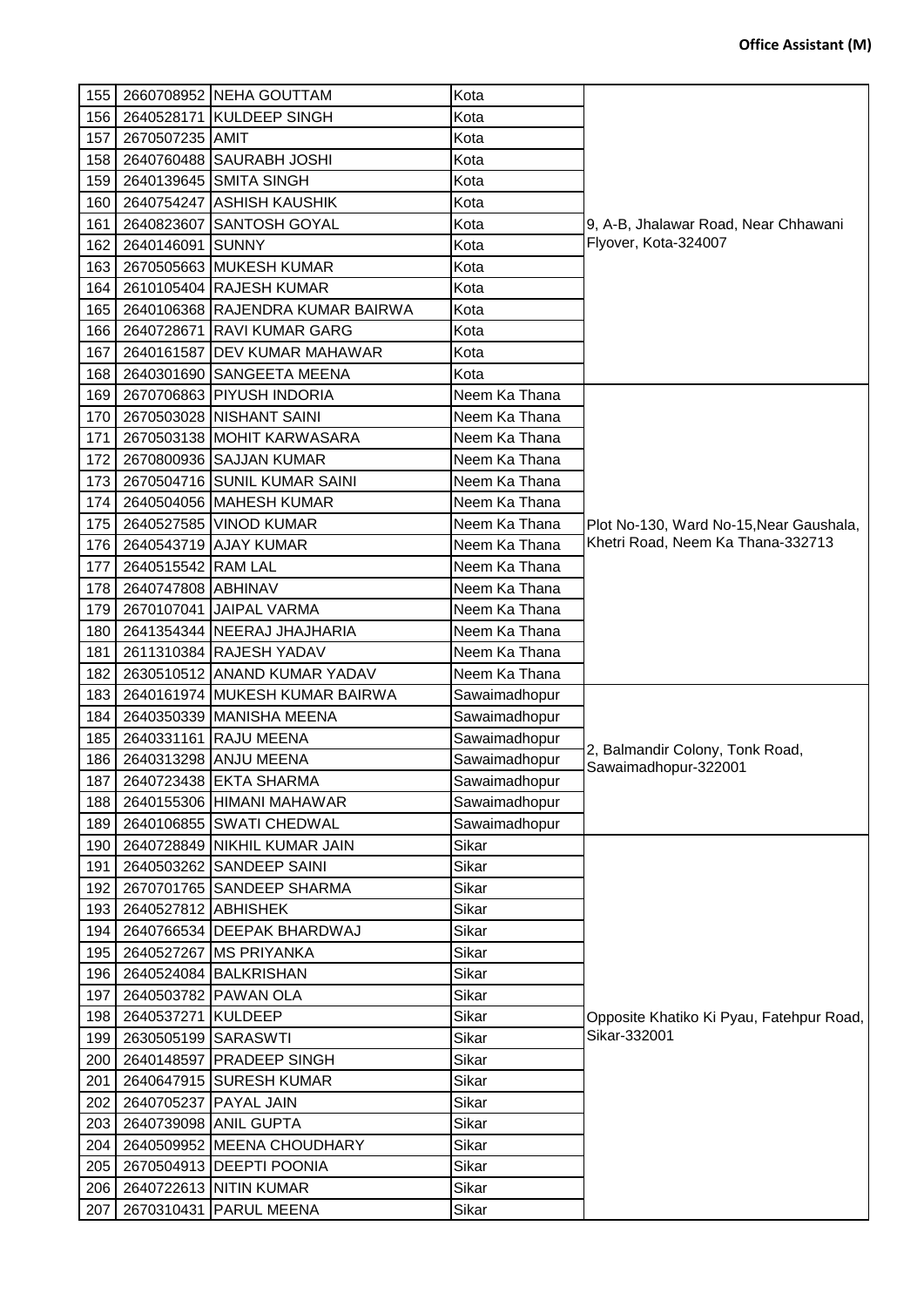**Office Assistant (M)**

| | | | | |
|---|---|---|---|---|
| 155 | 2660708952 | NEHA GOUTTAM | Kota | 9, A-B, Jhalawar Road, Near Chhawani Flyover, Kota-324007 |
| 156 | 2640528171 | KULDEEP SINGH | Kota | |
| 157 | 2670507235 | AMIT | Kota | |
| 158 | 2640760488 | SAURABH JOSHI | Kota | |
| 159 | 2640139645 | SMITA SINGH | Kota | |
| 160 | 2640754247 | ASHISH KAUSHIK | Kota | |
| 161 | 2640823607 | SANTOSH GOYAL | Kota | |
| 162 | 2640146091 | SUNNY | Kota | |
| 163 | 2670505663 | MUKESH KUMAR | Kota | |
| 164 | 2610105404 | RAJESH KUMAR | Kota | |
| 165 | 2640106368 | RAJENDRA KUMAR BAIRWA | Kota | |
| 166 | 2640728671 | RAVI KUMAR GARG | Kota | |
| 167 | 2640161587 | DEV KUMAR MAHAWAR | Kota | |
| 168 | 2640301690 | SANGEETA MEENA | Kota | |
| 169 | 2670706863 | PIYUSH INDORIA | Neem Ka Thana | Plot No-130, Ward No-15,Near Gaushala, Khetri Road, Neem Ka Thana-332713 |
| 170 | 2670503028 | NISHANT SAINI | Neem Ka Thana | |
| 171 | 2670503138 | MOHIT KARWASARA | Neem Ka Thana | |
| 172 | 2670800936 | SAJJAN KUMAR | Neem Ka Thana | |
| 173 | 2670504716 | SUNIL KUMAR SAINI | Neem Ka Thana | |
| 174 | 2640504056 | MAHESH KUMAR | Neem Ka Thana | |
| 175 | 2640527585 | VINOD KUMAR | Neem Ka Thana | |
| 176 | 2640543719 | AJAY KUMAR | Neem Ka Thana | |
| 177 | 2640515542 | RAM LAL | Neem Ka Thana | |
| 178 | 2640747808 | ABHINAV | Neem Ka Thana | |
| 179 | 2670107041 | JAIPAL VARMA | Neem Ka Thana | |
| 180 | 2641354344 | NEERAJ JHAJHARIA | Neem Ka Thana | |
| 181 | 2611310384 | RAJESH YADAV | Neem Ka Thana | |
| 182 | 2630510512 | ANAND KUMAR YADAV | Neem Ka Thana | |
| 183 | 2640161974 | MUKESH KUMAR BAIRWA | Sawaimadhopur | 2, Balmandir Colony, Tonk Road, Sawaimadhopur-322001 |
| 184 | 2640350339 | MANISHA MEENA | Sawaimadhopur | |
| 185 | 2640331161 | RAJU MEENA | Sawaimadhopur | |
| 186 | 2640313298 | ANJU MEENA | Sawaimadhopur | |
| 187 | 2640723438 | EKTA SHARMA | Sawaimadhopur | |
| 188 | 2640155306 | HIMANI MAHAWAR | Sawaimadhopur | |
| 189 | 2640106855 | SWATI CHEDWAL | Sawaimadhopur | |
| 190 | 2640728849 | NIKHIL KUMAR JAIN | Sikar | Opposite Khatiko Ki Pyau, Fatehpur Road, Sikar-332001 |
| 191 | 2640503262 | SANDEEP SAINI | Sikar | |
| 192 | 2670701765 | SANDEEP SHARMA | Sikar | |
| 193 | 2640527812 | ABHISHEK | Sikar | |
| 194 | 2640766534 | DEEPAK BHARDWAJ | Sikar | |
| 195 | 2640527267 | MS PRIYANKA | Sikar | |
| 196 | 2640524084 | BALKRISHAN | Sikar | |
| 197 | 2640503782 | PAWAN OLA | Sikar | |
| 198 | 2640537271 | KULDEEP | Sikar | |
| 199 | 2630505199 | SARASWTI | Sikar | |
| 200 | 2640148597 | PRADEEP SINGH | Sikar | |
| 201 | 2640647915 | SURESH KUMAR | Sikar | |
| 202 | 2640705237 | PAYAL JAIN | Sikar | |
| 203 | 2640739098 | ANIL GUPTA | Sikar | |
| 204 | 2640509952 | MEENA CHOUDHARY | Sikar | |
| 205 | 2670504913 | DEEPTI POONIA | Sikar | |
| 206 | 2640722613 | NITIN KUMAR | Sikar | |
| 207 | 2670310431 | PARUL MEENA | Sikar | |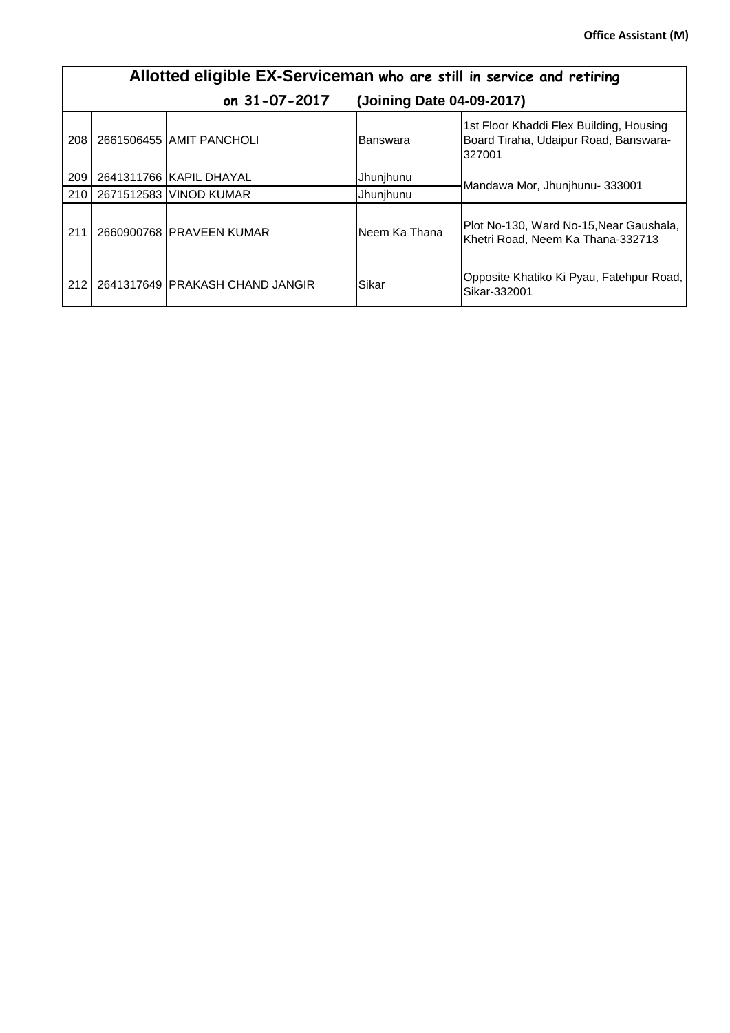**Office Assistant (M)**

| Allotted eligible EX-Serviceman who are still in service and retiring on 31-07-2017 (Joining Date 04-09-2017) | | | | |
|---|---|---|---|---|
| 208 | 2661506455 | AMIT PANCHOLI | Banswara | 1st Floor Khaddi Flex Building, Housing Board Tiraha, Udaipur Road, Banswara-327001 |
| 209 | 2641311766 | KAPIL DHAYAL | Jhunjhunu | Mandawa Mor, Jhunjhunu- 333001 |
| 210 | 2671512583 | VINOD KUMAR | Jhunjhunu | |
| 211 | 2660900768 | PRAVEEN KUMAR | Neem Ka Thana | Plot No-130, Ward No-15,Near Gaushala, Khetri Road, Neem Ka Thana-332713 |
| 212 | 2641317649 | PRAKASH CHAND JANGIR | Sikar | Opposite Khatiko Ki Pyau, Fatehpur Road, Sikar-332001 |